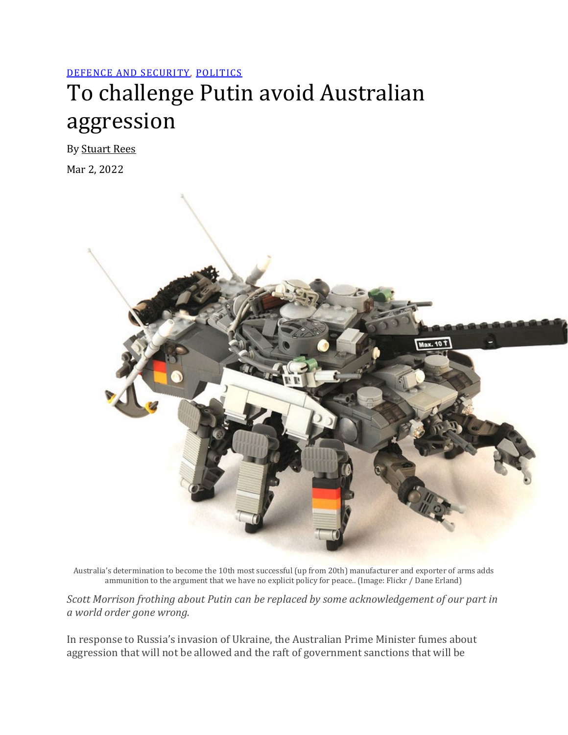DEFENCE AND SECURITY, POLITICS

# To challenge Putin avoid Australian aggression

By Stuart Rees

Mar 2, 2022

Australia's determination to become the 10th most successful (up from 20th) manufacturer and exporter of arms adds ammunition to the argument that we have no explicit policy for peace.. (Image: Flickr / Dane Erland)

*Scott Morrison frothing about Putin can be replaced by some acknowledgement of our part in a world order gone wrong.*

In response to Russia's invasion of Ukraine, the Australian Prime Minister fumes about aggression that will not be allowed and the raft of government sanctions that will be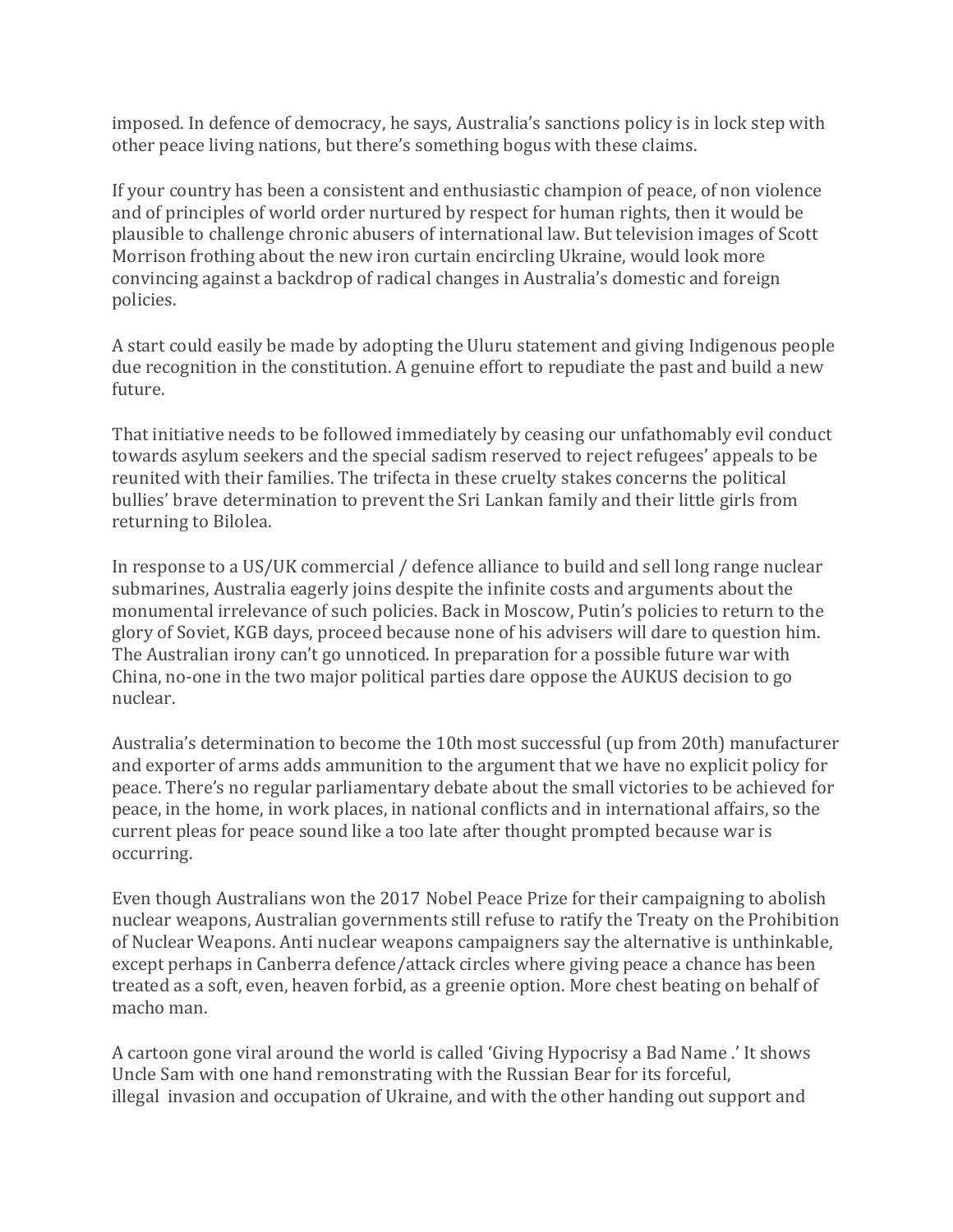imposed. In defence of democracy, he says, Australia's sanctions policy is in lock step with other peace living nations, but there's something bogus with these claims.

If your country has been a consistent and enthusiastic champion of peace, of non violence and of principles of world order nurtured by respect for human rights, then it would be plausible to challenge chronic abusers of international law. But television images of Scott Morrison frothing about the new iron curtain encircling Ukraine, would look more convincing against a backdrop of radical changes in Australia's domestic and foreign policies.

A start could easily be made by adopting the Uluru statement and giving Indigenous people due recognition in the constitution. A genuine effort to repudiate the past and build a new future.

That initiative needs to be followed immediately by ceasing our unfathomably evil conduct towards asylum seekers and the special sadism reserved to reject refugees' appeals to be reunited with their families. The trifecta in these cruelty stakes concerns the political bullies' brave determination to prevent the Sri Lankan family and their little girls from returning to Bilolea.

In response to a US/UK commercial / defence alliance to build and sell long range nuclear submarines, Australia eagerly joins despite the infinite costs and arguments about the monumental irrelevance of such policies. Back in Moscow, Putin's policies to return to the glory of Soviet, KGB days, proceed because none of his advisers will dare to question him. The Australian irony can't go unnoticed. In preparation for a possible future war with China, no-one in the two major political parties dare oppose the AUKUS decision to go nuclear.

Australia's determination to become the 10th most successful (up from 20th) manufacturer and exporter of arms adds ammunition to the argument that we have no explicit policy for peace. There's no regular parliamentary debate about the small victories to be achieved for peace, in the home, in work places, in national conflicts and in international affairs, so the current pleas for peace sound like a too late after thought prompted because war is occurring.

Even though Australians won the 2017 Nobel Peace Prize for their campaigning to abolish nuclear weapons, Australian governments still refuse to ratify the Treaty on the Prohibition of Nuclear Weapons. Anti nuclear weapons campaigners say the alternative is unthinkable, except perhaps in Canberra defence/attack circles where giving peace a chance has been treated as a soft, even, heaven forbid, as a greenie option. More chest beating on behalf of macho man.

A cartoon gone viral around the world is called 'Giving Hypocrisy a Bad Name .' It shows Uncle Sam with one hand remonstrating with the Russian Bear for its forceful, illegal invasion and occupation of Ukraine, and with the other handing out support and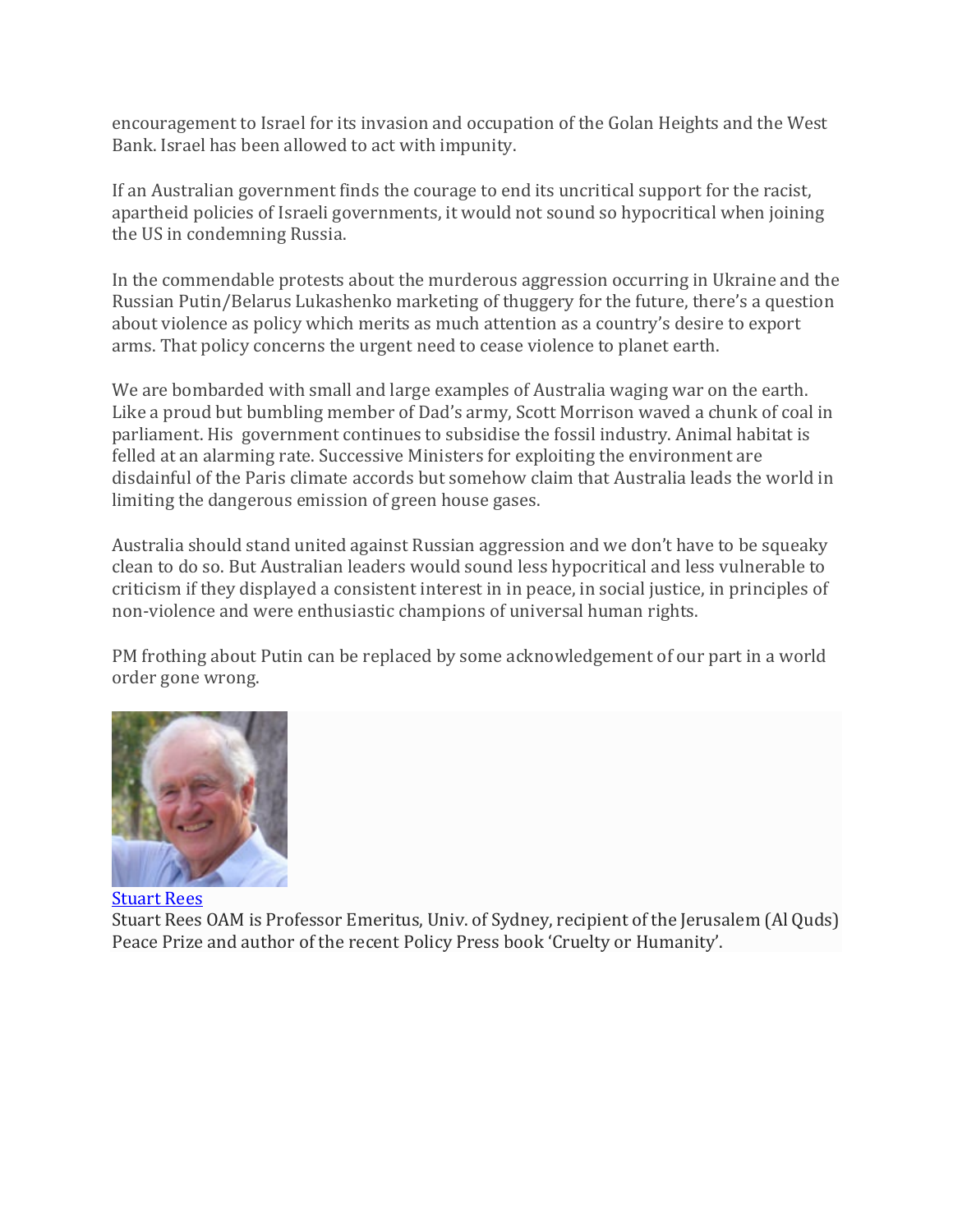encouragement to Israel for its invasion and occupation of the Golan Heights and the West Bank. Israel has been allowed to act with impunity.

If an Australian government finds the courage to end its uncritical support for the racist, apartheid policies of Israeli governments, it would not sound so hypocritical when joining the US in condemning Russia.

In the commendable protests about the murderous aggression occurring in Ukraine and the Russian Putin/Belarus Lukashenko marketing of thuggery for the future, there's a question about violence as policy which merits as much attention as a country's desire to export arms. That policy concerns the urgent need to cease violence to planet earth.

We are bombarded with small and large examples of Australia waging war on the earth. Like a proud but bumbling member of Dad's army, Scott Morrison waved a chunk of coal in parliament. His government continues to subsidise the fossil industry. Animal habitat is felled at an alarming rate. Successive Ministers for exploiting the environment are disdainful of the Paris climate accords but somehow claim that Australia leads the world in limiting the dangerous emission of green house gases.

Australia should stand united against Russian aggression and we don't have to be squeaky clean to do so. But Australian leaders would sound less hypocritical and less vulnerable to criticism if they displayed a consistent interest in in peace, in social justice, in principles of non-violence and were enthusiastic champions of universal human rights.

PM frothing about Putin can be replaced by some acknowledgement of our part in a world order gone wrong.

[Stuart Rees]

Stuart Rees OAM is Professor Emeritus, Univ. of Sydney, recipient of the Jerusalem (Al Quds) Peace Prize and author of the recent Policy Press book 'Cruelty or Humanity'.